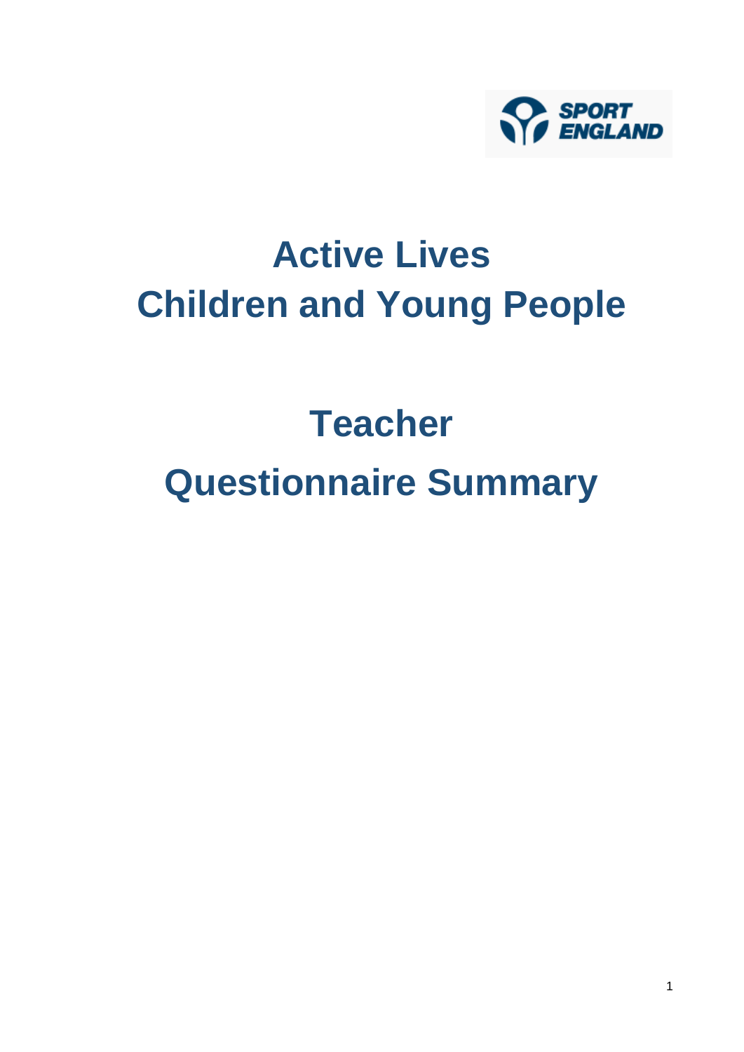SPORT ENGLAND

# Active Lives Children and Young People

# Teacher Questionnaire Summary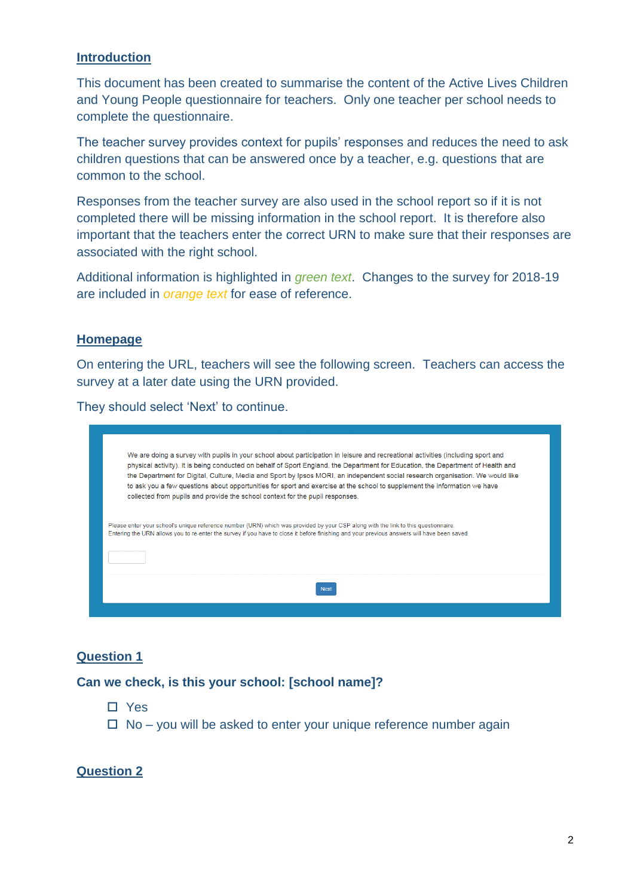## Introduction

This document has been created to summarise the content of the Active Lives Children and Young People questionnaire for teachers. Only one teacher per school needs to complete the questionnaire.

The teacher survey provides context for pupils' responses and reduces the need to ask children questions that can be answered once by a teacher, e.g. questions that are common to the school.

Responses from the teacher survey are also used in the school report so if it is not completed there will be missing information in the school report. It is therefore also important that the teachers enter the correct URN to make sure that their responses are associated with the right school.

Additional information is highlighted in *green text*. Changes to the survey for 2018-19 are included in *orange text* for ease of reference.

## Homepage

On entering the URL, teachers will see the following screen. Teachers can access the survey at a later date using the URN provided.

They should select 'Next' to continue.

We are doing a survey with pupils in your school about participation in leisure and recreational activities (including sport and physical activity). It is being conducted on behalf of Sport England, the Department for Education, the Department of Health and the Department for Digital, Culture, Media and Sport by Ipsos MORI, an independent social research organisation. We would like to ask you a few questions about opportunities for sport and exercise at the school to supplement the information we have collected from pupils and provide the school context for the pupil responses.

Please enter your school's unique reference number (URN) which was provided by your CSP along with the link to this questionnaire. Entering the URN allows you to re-enter the survey if you have to close it before finishing and your previous answers will have been saved.

Next

## Question 1

**Can we check, is this your school: [school name]?**

- ☐ Yes
- ☐ No – you will be asked to enter your unique reference number again

## Question 2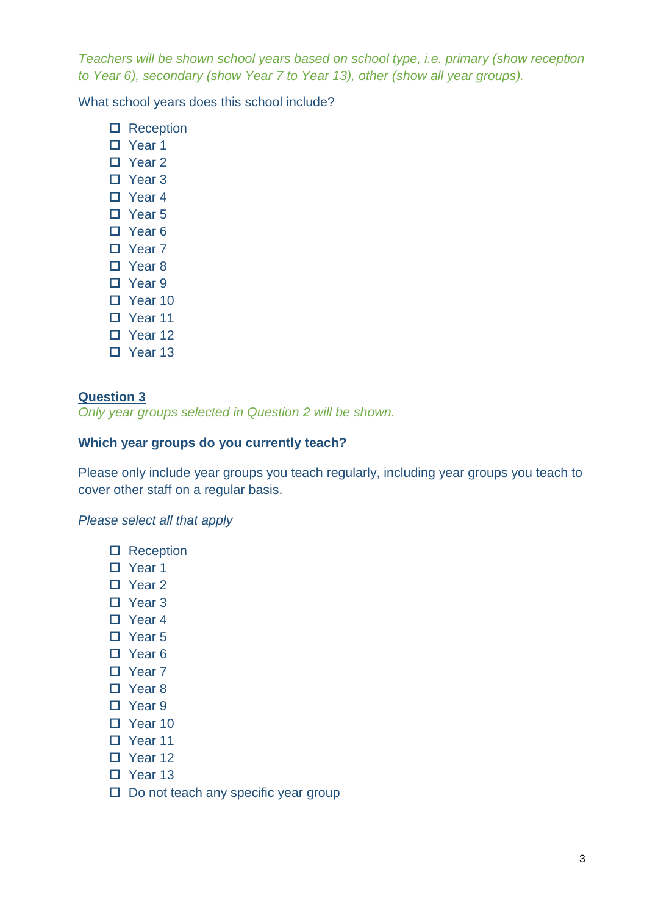*Teachers will be shown school years based on school type, i.e. primary (show reception to Year 6), secondary (show Year 7 to Year 13), other (show all year groups).*

What school years does this school include?

- ☐ Reception
- ☐ Year 1
- ☐ Year 2
- ☐ Year 3
- ☐ Year 4
- ☐ Year 5
- ☐ Year 6
- ☐ Year 7
- ☐ Year 8
- ☐ Year 9
- ☐ Year 10
- ☐ Year 11
- ☐ Year 12
- ☐ Year 13

## Question 3

*Only year groups selected in Question 2 will be shown.*

**Which year groups do you currently teach?**

Please only include year groups you teach regularly, including year groups you teach to cover other staff on a regular basis.

*Please select all that apply*

- ☐ Reception
- ☐ Year 1
- ☐ Year 2
- ☐ Year 3
- ☐ Year 4
- ☐ Year 5
- ☐ Year 6
- ☐ Year 7
- ☐ Year 8
- ☐ Year 9
- ☐ Year 10
- ☐ Year 11
- ☐ Year 12
- ☐ Year 13
- ☐ Do not teach any specific year group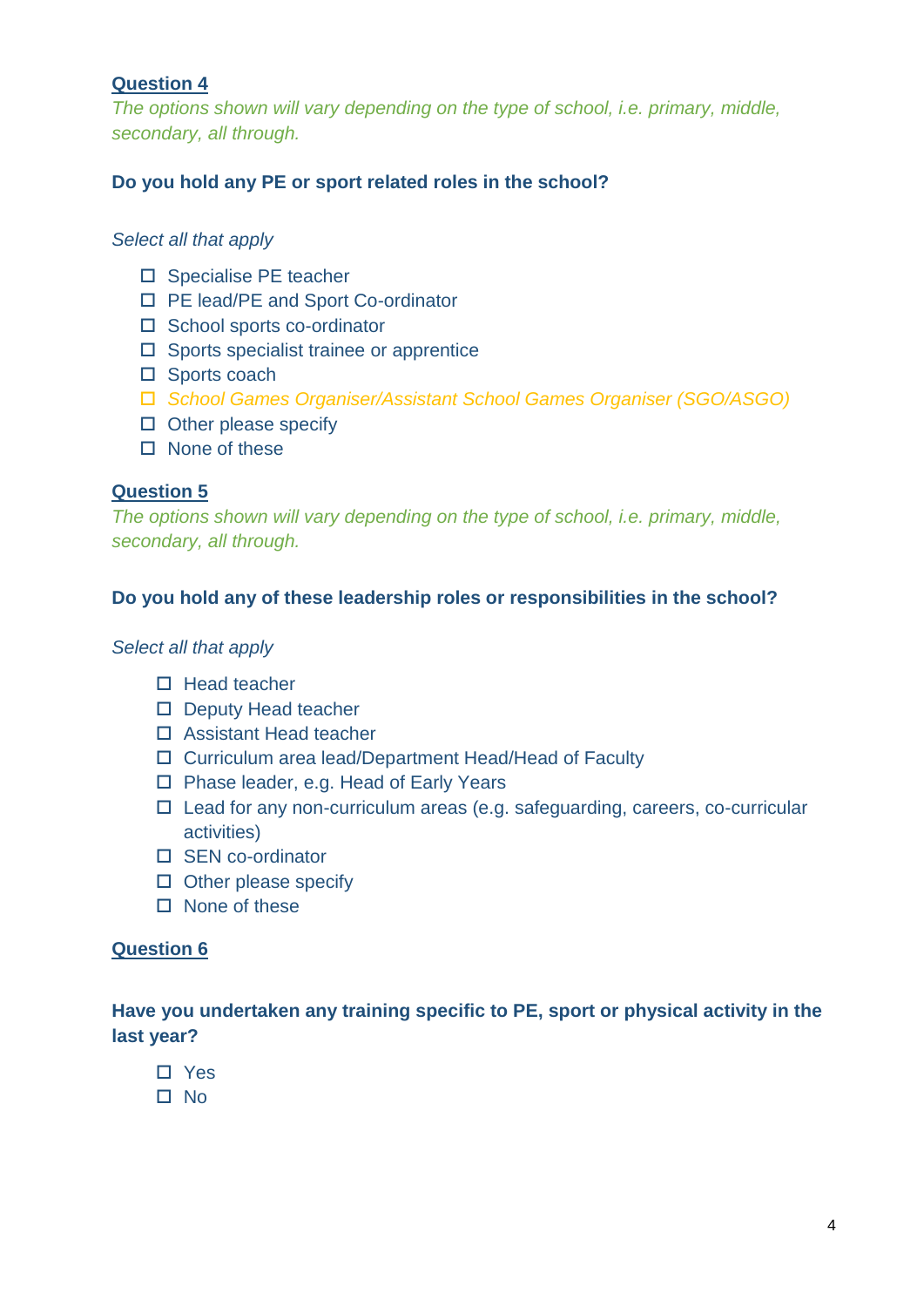**Question 4**

*The options shown will vary depending on the type of school, i.e. primary, middle, secondary, all through.*

**Do you hold any PE or sport related roles in the school?**

*Select all that apply*

- ☐ Specialise PE teacher
- ☐ PE lead/PE and Sport Co-ordinator
- ☐ School sports co-ordinator
- ☐ Sports specialist trainee or apprentice
- ☐ Sports coach
- ☐ *School Games Organiser/Assistant School Games Organiser (SGO/ASGO)*
- ☐ Other please specify
- ☐ None of these

**Question 5**

*The options shown will vary depending on the type of school, i.e. primary, middle, secondary, all through.*

**Do you hold any of these leadership roles or responsibilities in the school?**

*Select all that apply*

- ☐ Head teacher
- ☐ Deputy Head teacher
- ☐ Assistant Head teacher
- ☐ Curriculum area lead/Department Head/Head of Faculty
- ☐ Phase leader, e.g. Head of Early Years
- ☐ Lead for any non-curriculum areas (e.g. safeguarding, careers, co-curricular activities)
- ☐ SEN co-ordinator
- ☐ Other please specify
- ☐ None of these

**Question 6**

**Have you undertaken any training specific to PE, sport or physical activity in the last year?**

- ☐ Yes
- ☐ No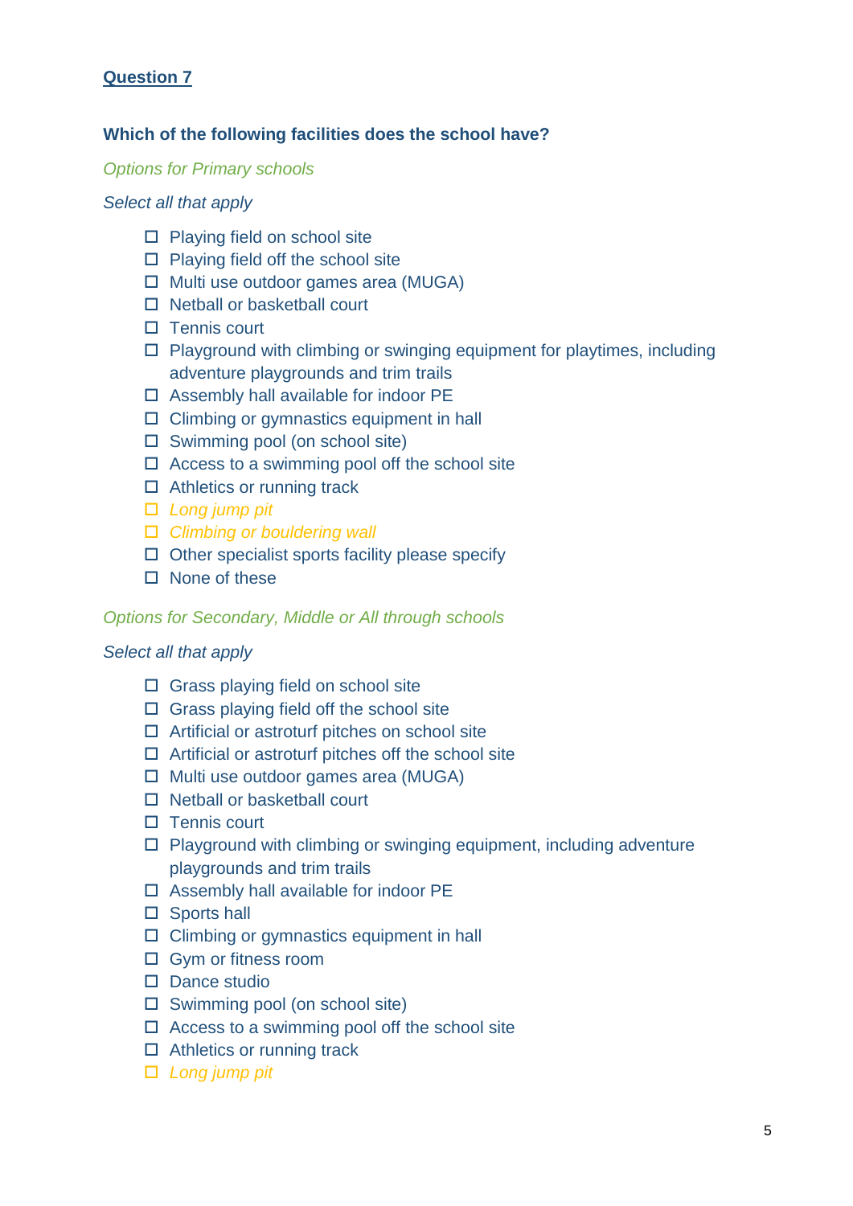## Question 7

**Which of the following facilities does the school have?**

*Options for Primary schools*

*Select all that apply*

- ☐ Playing field on school site
- ☐ Playing field off the school site
- ☐ Multi use outdoor games area (MUGA)
- ☐ Netball or basketball court
- ☐ Tennis court
- ☐ Playground with climbing or swinging equipment for playtimes, including adventure playgrounds and trim trails
- ☐ Assembly hall available for indoor PE
- ☐ Climbing or gymnastics equipment in hall
- ☐ Swimming pool (on school site)
- ☐ Access to a swimming pool off the school site
- ☐ Athletics or running track
- ☐ *Long jump pit*
- ☐ *Climbing or bouldering wall*
- ☐ Other specialist sports facility please specify
- ☐ None of these

*Options for Secondary, Middle or All through schools*

*Select all that apply*

- ☐ Grass playing field on school site
- ☐ Grass playing field off the school site
- ☐ Artificial or astroturf pitches on school site
- ☐ Artificial or astroturf pitches off the school site
- ☐ Multi use outdoor games area (MUGA)
- ☐ Netball or basketball court
- ☐ Tennis court
- ☐ Playground with climbing or swinging equipment, including adventure playgrounds and trim trails
- ☐ Assembly hall available for indoor PE
- ☐ Sports hall
- ☐ Climbing or gymnastics equipment in hall
- ☐ Gym or fitness room
- ☐ Dance studio
- ☐ Swimming pool (on school site)
- ☐ Access to a swimming pool off the school site
- ☐ Athletics or running track
- ☐ *Long jump pit*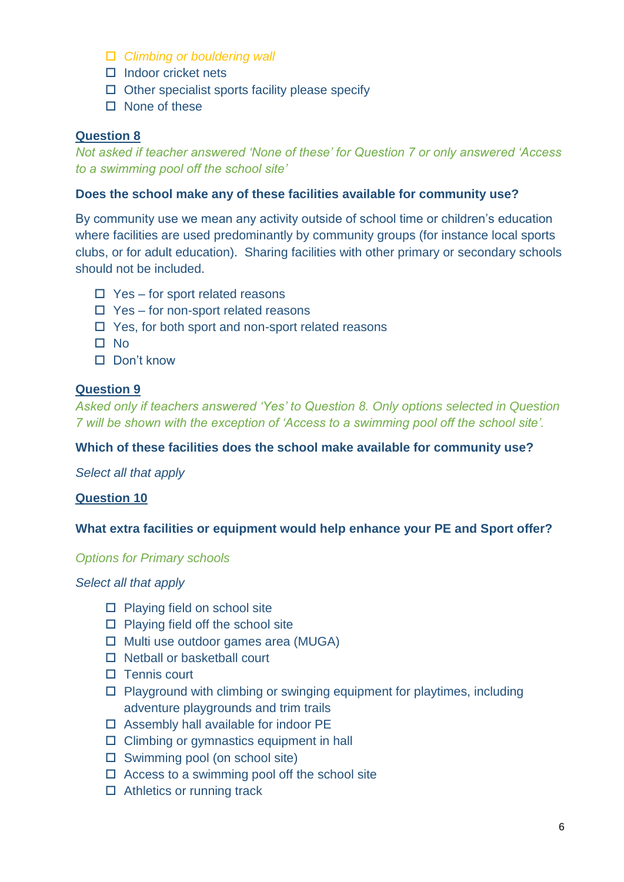- ☐ *Climbing or bouldering wall*
- ☐ Indoor cricket nets
- ☐ Other specialist sports facility please specify
- ☐ None of these

**Question 8**

*Not asked if teacher answered 'None of these' for Question 7 or only answered 'Access to a swimming pool off the school site'*

**Does the school make any of these facilities available for community use?**

By community use we mean any activity outside of school time or children's education where facilities are used predominantly by community groups (for instance local sports clubs, or for adult education). Sharing facilities with other primary or secondary schools should not be included.

- ☐ Yes – for sport related reasons
- ☐ Yes – for non-sport related reasons
- ☐ Yes, for both sport and non-sport related reasons
- ☐ No
- ☐ Don't know

**Question 9**

*Asked only if teachers answered 'Yes' to Question 8. Only options selected in Question 7 will be shown with the exception of 'Access to a swimming pool off the school site'.*

**Which of these facilities does the school make available for community use?**

*Select all that apply*

**Question 10**

**What extra facilities or equipment would help enhance your PE and Sport offer?**

*Options for Primary schools*

*Select all that apply*

- ☐ Playing field on school site
- ☐ Playing field off the school site
- ☐ Multi use outdoor games area (MUGA)
- ☐ Netball or basketball court
- ☐ Tennis court
- ☐ Playground with climbing or swinging equipment for playtimes, including adventure playgrounds and trim trails
- ☐ Assembly hall available for indoor PE
- ☐ Climbing or gymnastics equipment in hall
- ☐ Swimming pool (on school site)
- ☐ Access to a swimming pool off the school site
- ☐ Athletics or running track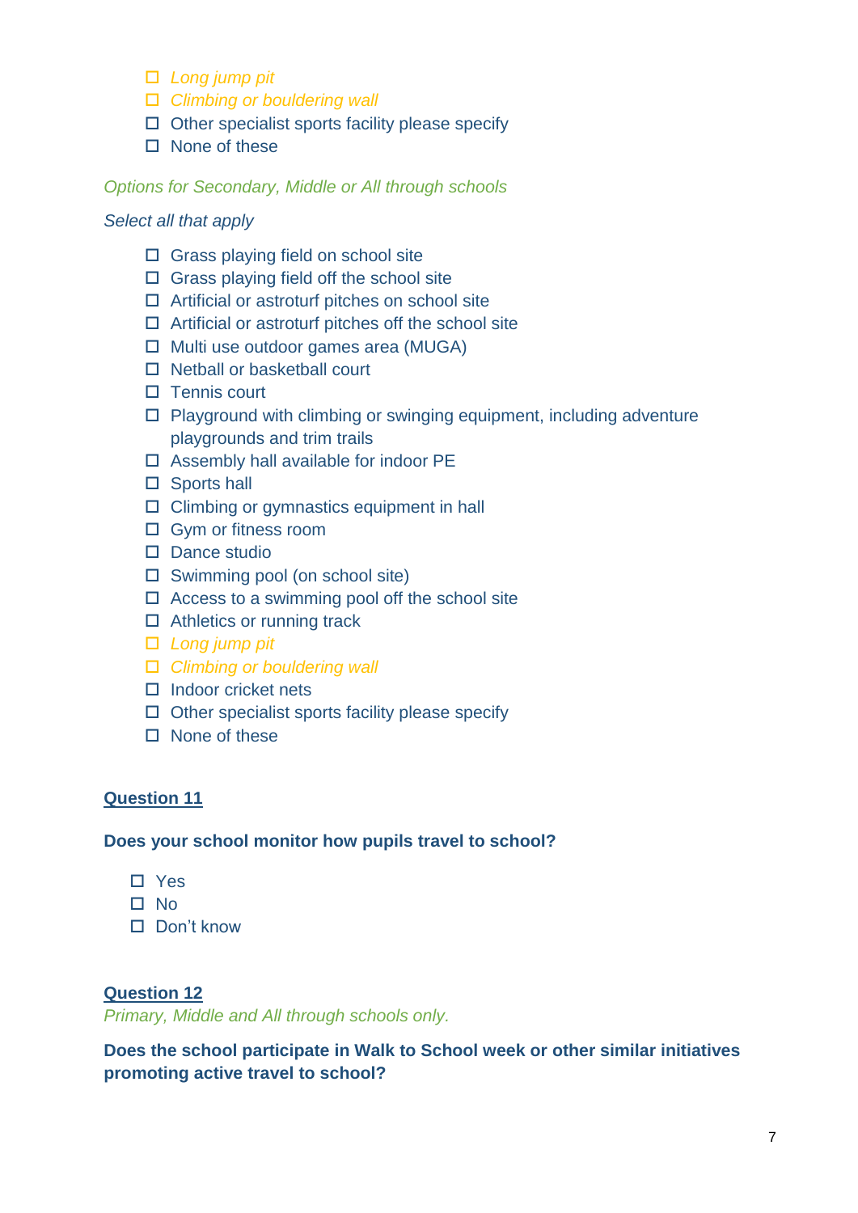- ☐ *Long jump pit*
- ☐ *Climbing or bouldering wall*
- ☐ Other specialist sports facility please specify
- ☐ None of these

*Options for Secondary, Middle or All through schools*

*Select all that apply*

- ☐ Grass playing field on school site
- ☐ Grass playing field off the school site
- ☐ Artificial or astroturf pitches on school site
- ☐ Artificial or astroturf pitches off the school site
- ☐ Multi use outdoor games area (MUGA)
- ☐ Netball or basketball court
- ☐ Tennis court
- ☐ Playground with climbing or swinging equipment, including adventure playgrounds and trim trails
- ☐ Assembly hall available for indoor PE
- ☐ Sports hall
- ☐ Climbing or gymnastics equipment in hall
- ☐ Gym or fitness room
- ☐ Dance studio
- ☐ Swimming pool (on school site)
- ☐ Access to a swimming pool off the school site
- ☐ Athletics or running track
- ☐ *Long jump pit*
- ☐ *Climbing or bouldering wall*
- ☐ Indoor cricket nets
- ☐ Other specialist sports facility please specify
- ☐ None of these

## Question 11

**Does your school monitor how pupils travel to school?**

- ☐ Yes
- ☐ No
- ☐ Don't know

## Question 12

*Primary, Middle and All through schools only.*

**Does the school participate in Walk to School week or other similar initiatives promoting active travel to school?**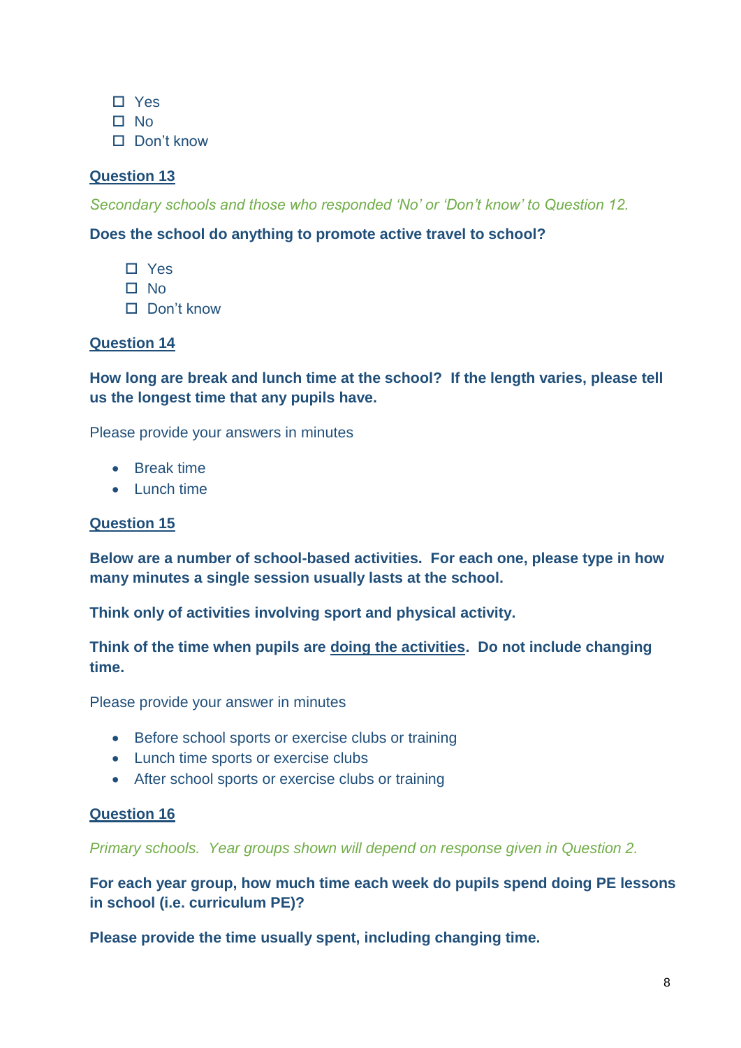- ☐ Yes
- ☐ No
- ☐ Don't know

**Question 13**

*Secondary schools and those who responded 'No' or 'Don't know' to Question 12.*

**Does the school do anything to promote active travel to school?**

- ☐ Yes
- ☐ No
- ☐ Don't know

**Question 14**

**How long are break and lunch time at the school? If the length varies, please tell us the longest time that any pupils have.**

Please provide your answers in minutes

- Break time
- Lunch time

**Question 15**

**Below are a number of school-based activities. For each one, please type in how many minutes a single session usually lasts at the school.**

**Think only of activities involving sport and physical activity.**

**Think of the time when pupils are doing the activities. Do not include changing time.**

Please provide your answer in minutes

- Before school sports or exercise clubs or training
- Lunch time sports or exercise clubs
- After school sports or exercise clubs or training

**Question 16**

*Primary schools. Year groups shown will depend on response given in Question 2.*

**For each year group, how much time each week do pupils spend doing PE lessons in school (i.e. curriculum PE)?**

**Please provide the time usually spent, including changing time.**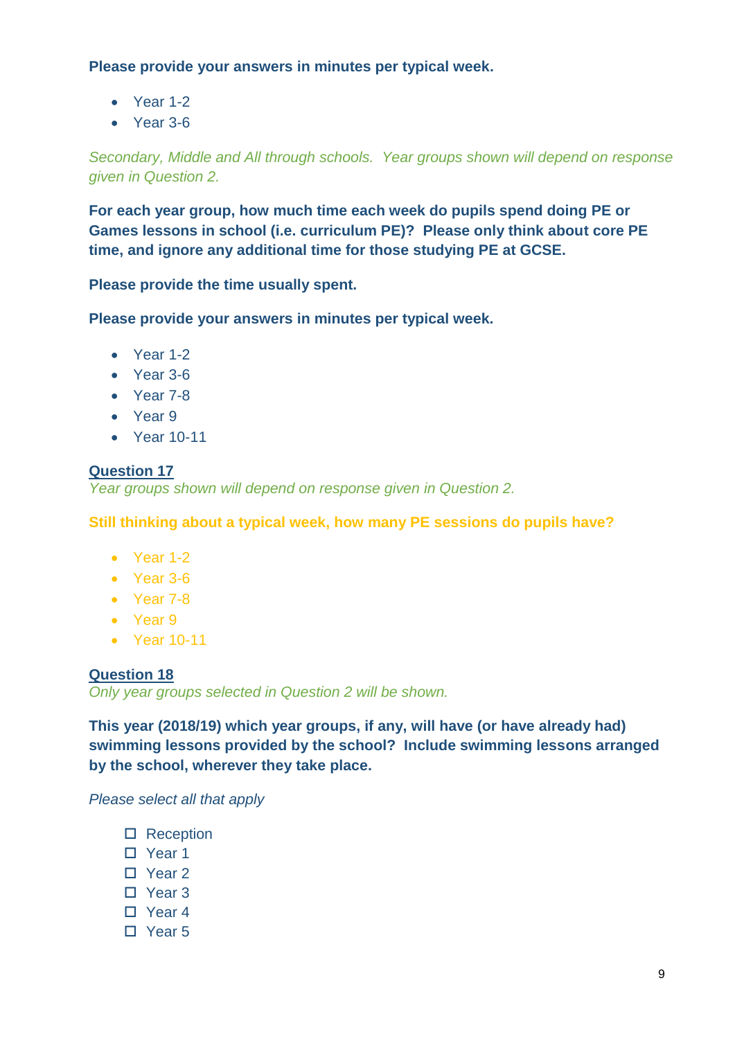**Please provide your answers in minutes per typical week.**

- Year 1-2
- Year 3-6

*Secondary, Middle and All through schools. Year groups shown will depend on response given in Question 2.*

**For each year group, how much time each week do pupils spend doing PE or Games lessons in school (i.e. curriculum PE)? Please only think about core PE time, and ignore any additional time for those studying PE at GCSE.**

**Please provide the time usually spent.**

**Please provide your answers in minutes per typical week.**

- Year 1-2
- Year 3-6
- Year 7-8
- Year 9
- Year 10-11

## Question 17

*Year groups shown will depend on response given in Question 2.*

**Still thinking about a typical week, how many PE sessions do pupils have?**

- Year 1-2
- Year 3-6
- Year 7-8
- Year 9
- Year 10-11

## Question 18

*Only year groups selected in Question 2 will be shown.*

**This year (2018/19) which year groups, if any, will have (or have already had) swimming lessons provided by the school? Include swimming lessons arranged by the school, wherever they take place.**

*Please select all that apply*

- ☐ Reception
- ☐ Year 1
- ☐ Year 2
- ☐ Year 3
- ☐ Year 4
- ☐ Year 5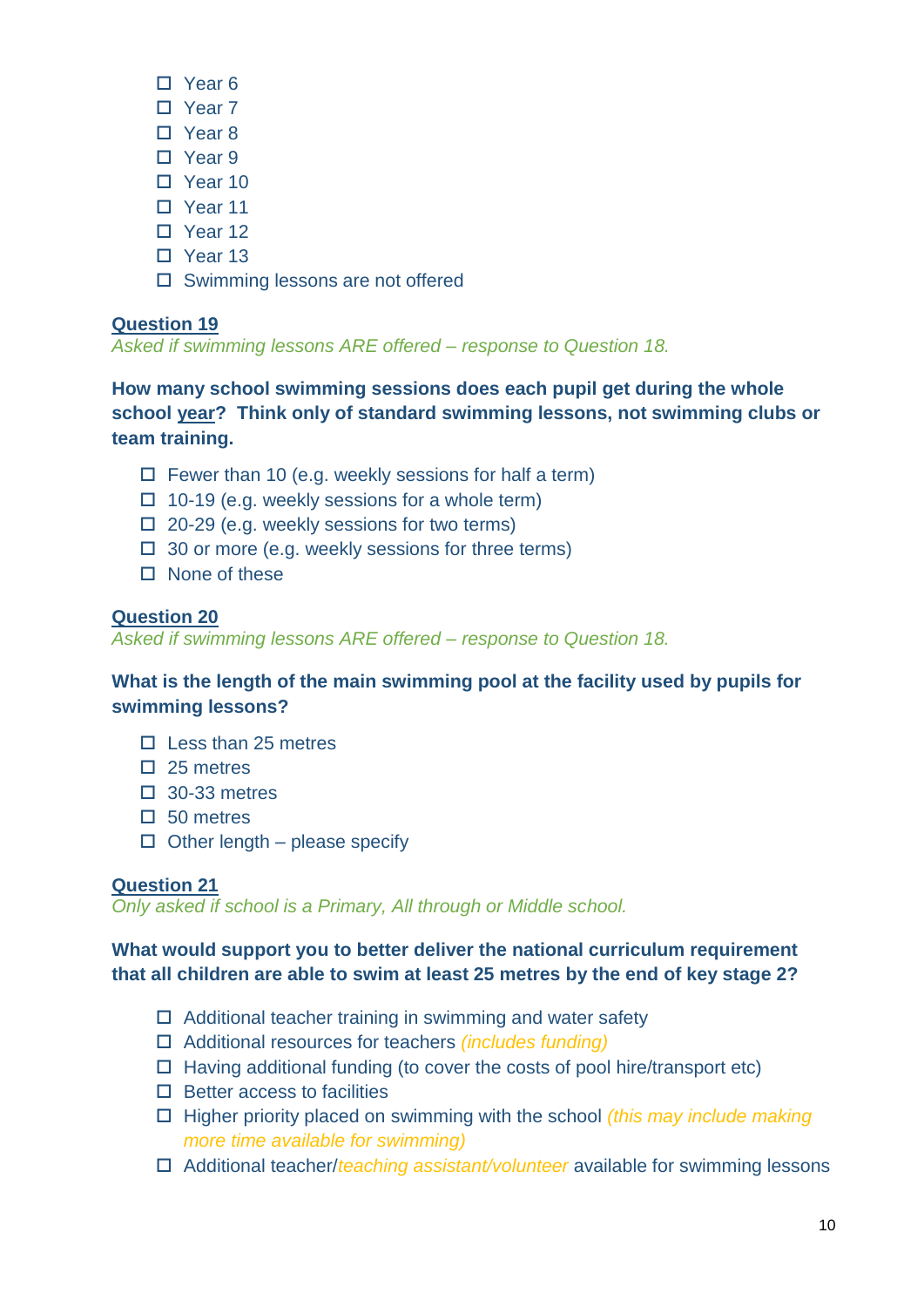- ☐ Year 6
- ☐ Year 7
- ☐ Year 8
- ☐ Year 9
- ☐ Year 10
- ☐ Year 11
- ☐ Year 12
- ☐ Year 13
- ☐ Swimming lessons are not offered

## Question 19

*Asked if swimming lessons ARE offered – response to Question 18.*

**How many school swimming sessions does each pupil get during the whole school year? Think only of standard swimming lessons, not swimming clubs or team training.**

- ☐ Fewer than 10 (e.g. weekly sessions for half a term)
- ☐ 10-19 (e.g. weekly sessions for a whole term)
- ☐ 20-29 (e.g. weekly sessions for two terms)
- ☐ 30 or more (e.g. weekly sessions for three terms)
- ☐ None of these

## Question 20

*Asked if swimming lessons ARE offered – response to Question 18.*

**What is the length of the main swimming pool at the facility used by pupils for swimming lessons?**

- ☐ Less than 25 metres
- ☐ 25 metres
- ☐ 30-33 metres
- ☐ 50 metres
- ☐ Other length – please specify

## Question 21

*Only asked if school is a Primary, All through or Middle school.*

**What would support you to better deliver the national curriculum requirement that all children are able to swim at least 25 metres by the end of key stage 2?**

- ☐ Additional teacher training in swimming and water safety
- ☐ Additional resources for teachers *(includes funding)*
- ☐ Having additional funding (to cover the costs of pool hire/transport etc)
- ☐ Better access to facilities
- ☐ Higher priority placed on swimming with the school *(this may include making more time available for swimming)*
- ☐ Additional teacher/*teaching assistant/volunteer* available for swimming lessons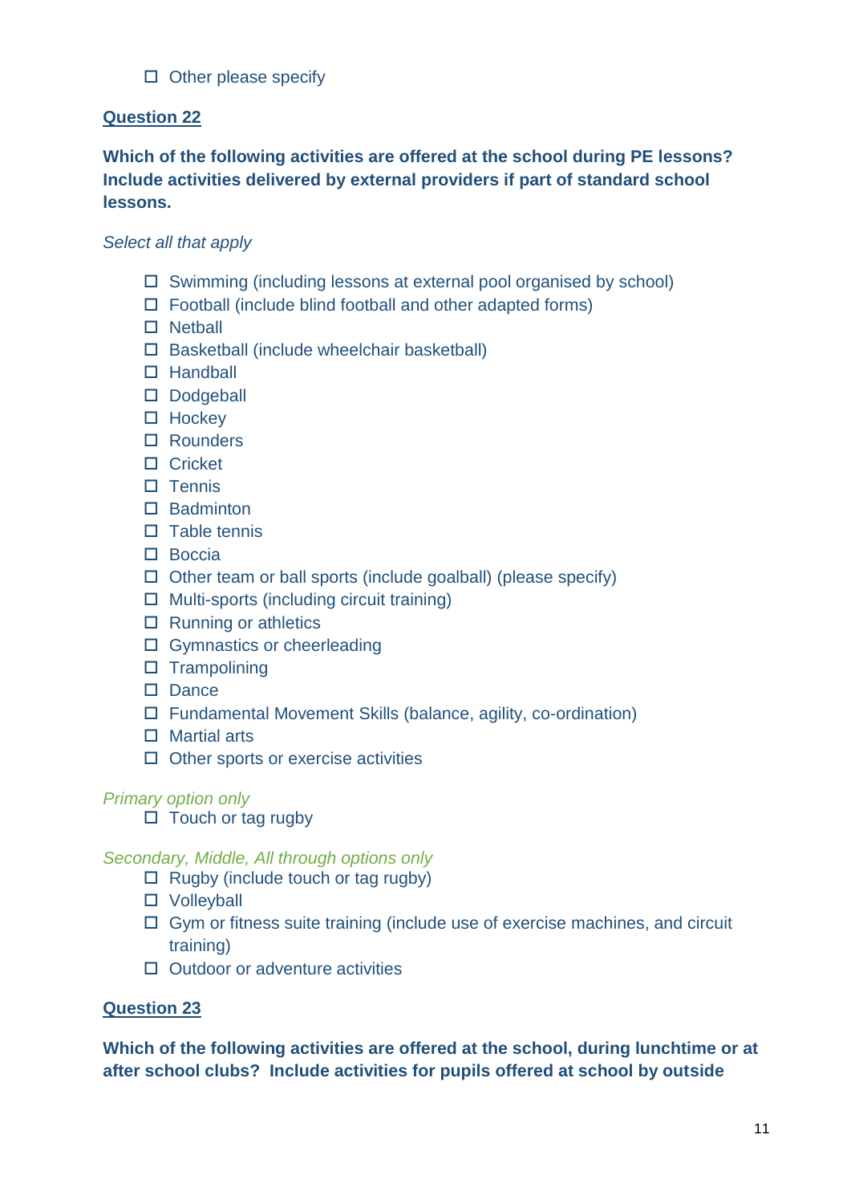- ☐ Other please specify

## Question 22

**Which of the following activities are offered at the school during PE lessons? Include activities delivered by external providers if part of standard school lessons.**

*Select all that apply*

- ☐ Swimming (including lessons at external pool organised by school)
- ☐ Football (include blind football and other adapted forms)
- ☐ Netball
- ☐ Basketball (include wheelchair basketball)
- ☐ Handball
- ☐ Dodgeball
- ☐ Hockey
- ☐ Rounders
- ☐ Cricket
- ☐ Tennis
- ☐ Badminton
- ☐ Table tennis
- ☐ Boccia
- ☐ Other team or ball sports (include goalball) (please specify)
- ☐ Multi-sports (including circuit training)
- ☐ Running or athletics
- ☐ Gymnastics or cheerleading
- ☐ Trampolining
- ☐ Dance
- ☐ Fundamental Movement Skills (balance, agility, co-ordination)
- ☐ Martial arts
- ☐ Other sports or exercise activities

*Primary option only*

- ☐ Touch or tag rugby

*Secondary, Middle, All through options only*

- ☐ Rugby (include touch or tag rugby)
- ☐ Volleyball
- ☐ Gym or fitness suite training (include use of exercise machines, and circuit training)
- ☐ Outdoor or adventure activities

## Question 23

**Which of the following activities are offered at the school, during lunchtime or at after school clubs? Include activities for pupils offered at school by outside**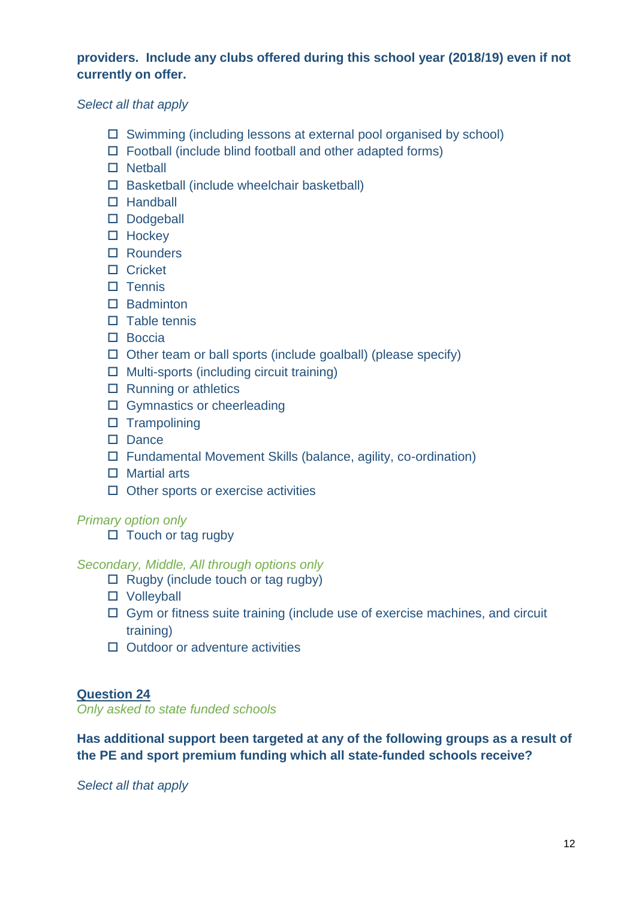**providers. Include any clubs offered during this school year (2018/19) even if not currently on offer.**

*Select all that apply*

- ☐ Swimming (including lessons at external pool organised by school)
- ☐ Football (include blind football and other adapted forms)
- ☐ Netball
- ☐ Basketball (include wheelchair basketball)
- ☐ Handball
- ☐ Dodgeball
- ☐ Hockey
- ☐ Rounders
- ☐ Cricket
- ☐ Tennis
- ☐ Badminton
- ☐ Table tennis
- ☐ Boccia
- ☐ Other team or ball sports (include goalball) (please specify)
- ☐ Multi-sports (including circuit training)
- ☐ Running or athletics
- ☐ Gymnastics or cheerleading
- ☐ Trampolining
- ☐ Dance
- ☐ Fundamental Movement Skills (balance, agility, co-ordination)
- ☐ Martial arts
- ☐ Other sports or exercise activities

*Primary option only*

- ☐ Touch or tag rugby

*Secondary, Middle, All through options only*

- ☐ Rugby (include touch or tag rugby)
- ☐ Volleyball
- ☐ Gym or fitness suite training (include use of exercise machines, and circuit training)
- ☐ Outdoor or adventure activities

## Question 24

*Only asked to state funded schools*

**Has additional support been targeted at any of the following groups as a result of the PE and sport premium funding which all state-funded schools receive?**

*Select all that apply*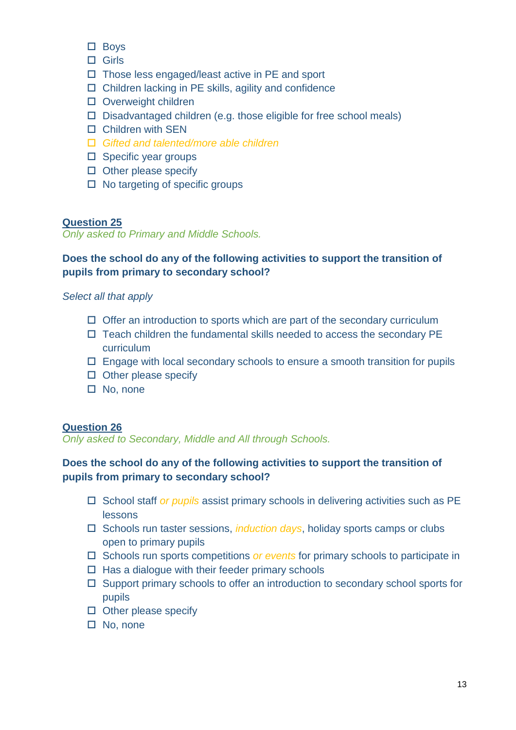- ☐ Boys
- ☐ Girls
- ☐ Those less engaged/least active in PE and sport
- ☐ Children lacking in PE skills, agility and confidence
- ☐ Overweight children
- ☐ Disadvantaged children (e.g. those eligible for free school meals)
- ☐ Children with SEN
- ☐ *Gifted and talented/more able children*
- ☐ Specific year groups
- ☐ Other please specify
- ☐ No targeting of specific groups

## Question 25

*Only asked to Primary and Middle Schools.*

**Does the school do any of the following activities to support the transition of pupils from primary to secondary school?**

*Select all that apply*

- ☐ Offer an introduction to sports which are part of the secondary curriculum
- ☐ Teach children the fundamental skills needed to access the secondary PE curriculum
- ☐ Engage with local secondary schools to ensure a smooth transition for pupils
- ☐ Other please specify
- ☐ No, none

## Question 26

*Only asked to Secondary, Middle and All through Schools.*

**Does the school do any of the following activities to support the transition of pupils from primary to secondary school?**

- ☐ School staff *or pupils* assist primary schools in delivering activities such as PE lessons
- ☐ Schools run taster sessions, *induction days*, holiday sports camps or clubs open to primary pupils
- ☐ Schools run sports competitions *or events* for primary schools to participate in
- ☐ Has a dialogue with their feeder primary schools
- ☐ Support primary schools to offer an introduction to secondary school sports for pupils
- ☐ Other please specify
- ☐ No, none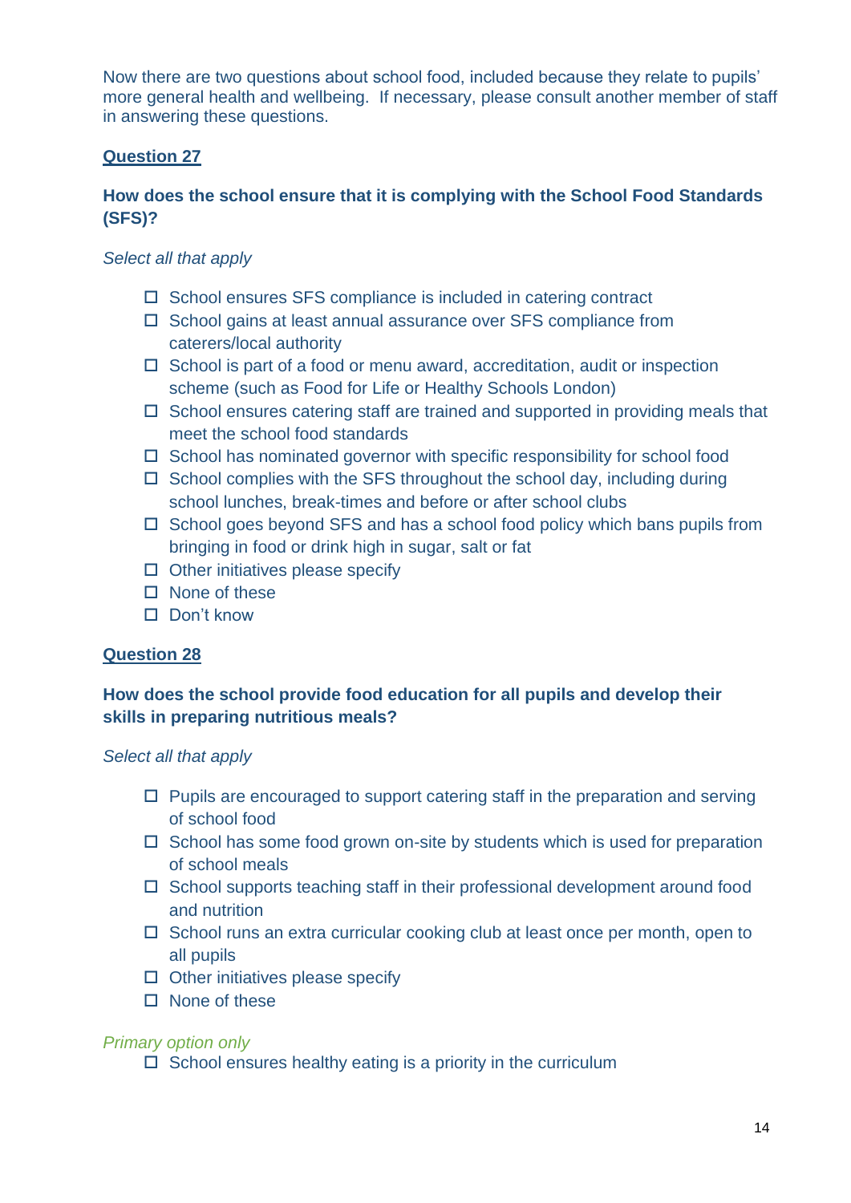Now there are two questions about school food, included because they relate to pupils' more general health and wellbeing.  If necessary, please consult another member of staff in answering these questions.

## Question 27

**How does the school ensure that it is complying with the School Food Standards (SFS)?**

*Select all that apply*

- ☐ School ensures SFS compliance is included in catering contract
- ☐ School gains at least annual assurance over SFS compliance from caterers/local authority
- ☐ School is part of a food or menu award, accreditation, audit or inspection scheme (such as Food for Life or Healthy Schools London)
- ☐ School ensures catering staff are trained and supported in providing meals that meet the school food standards
- ☐ School has nominated governor with specific responsibility for school food
- ☐ School complies with the SFS throughout the school day, including during school lunches, break-times and before or after school clubs
- ☐ School goes beyond SFS and has a school food policy which bans pupils from bringing in food or drink high in sugar, salt or fat
- ☐ Other initiatives please specify
- ☐ None of these
- ☐ Don't know

## Question 28

**How does the school provide food education for all pupils and develop their skills in preparing nutritious meals?**

*Select all that apply*

- ☐ Pupils are encouraged to support catering staff in the preparation and serving of school food
- ☐ School has some food grown on-site by students which is used for preparation of school meals
- ☐ School supports teaching staff in their professional development around food and nutrition
- ☐ School runs an extra curricular cooking club at least once per month, open to all pupils
- ☐ Other initiatives please specify
- ☐ None of these

*Primary option only*

- ☐ School ensures healthy eating is a priority in the curriculum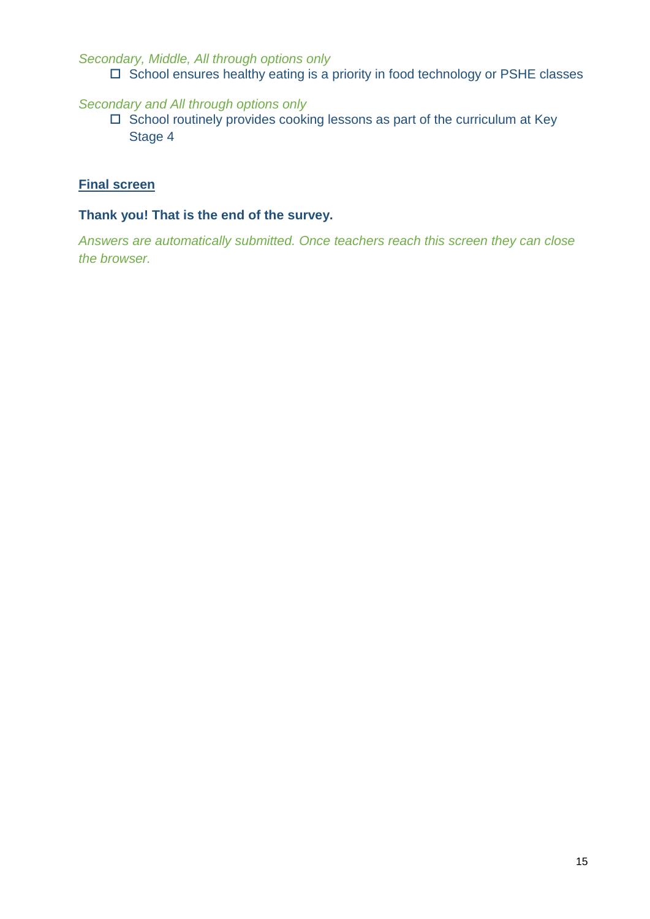*Secondary, Middle, All through options only*

- ☐ School ensures healthy eating is a priority in food technology or PSHE classes

*Secondary and All through options only*

- ☐ School routinely provides cooking lessons as part of the curriculum at Key Stage 4

## Final screen

**Thank you! That is the end of the survey.**

*Answers are automatically submitted. Once teachers reach this screen they can close the browser.*